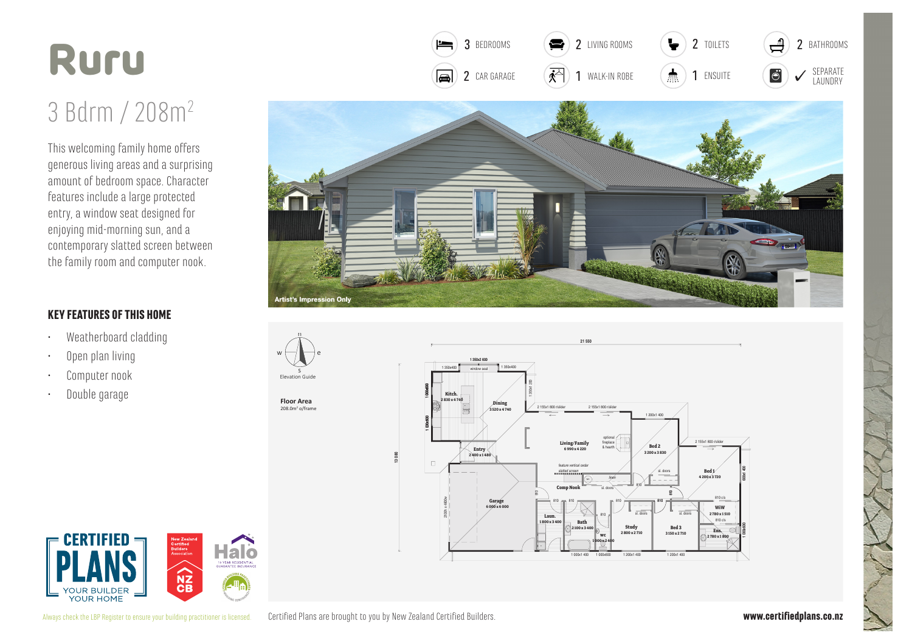# Ruru

## 3 Bdrm / 208m²

This welcoming family home offers generous living areas and a surprising amount of bedroom space. Character features include a large protected entry, a window seat designed for enjoying mid-morning sun, and a contemporary slatted screen between the family room and computer nook.

| | | | |
|---|---|---|---|
| 3 BEDROOMS | 2 LIVING ROOMS | 2 TOILETS | 2 BATHROOMS |
| 2 CAR GARAGE | 1 WALK-IN ROBE | 1 ENSUITE | ✓ SEPARATE LAUNDRY |

Artist's Impression Only

### KEY FEATURES OF THIS HOME

- Weatherboard cladding
- Open plan living
- Computer nook
- Double garage

Elevation Guide

**Floor Area**
208.0m² o/frame

Kitch. 2 830 x 4 740
Dining 3 520 x 4 740
Entry 2 400 x 1 480
Living/Family 6 990 x 4 220
Bed 2 3 200 x 3 830
Bed 1 4 200 x 3 720
Garage 6 000 x 6 000
Comp Nook
Laun. 1 800 x 3 400
Bath 2 100 x 3 400
WC 1 000 x 2 400
Study 2 800 x 2 710
Bed 3 3 150 x 2 710
WIW 2 780 x 1 510
Ens. 2 780 x 1 800

Always check the LBP Register to ensure your building practitioner is licensed.

Certified Plans are brought to you by New Zealand Certified Builders.

**www.certifiedplans.co.nz**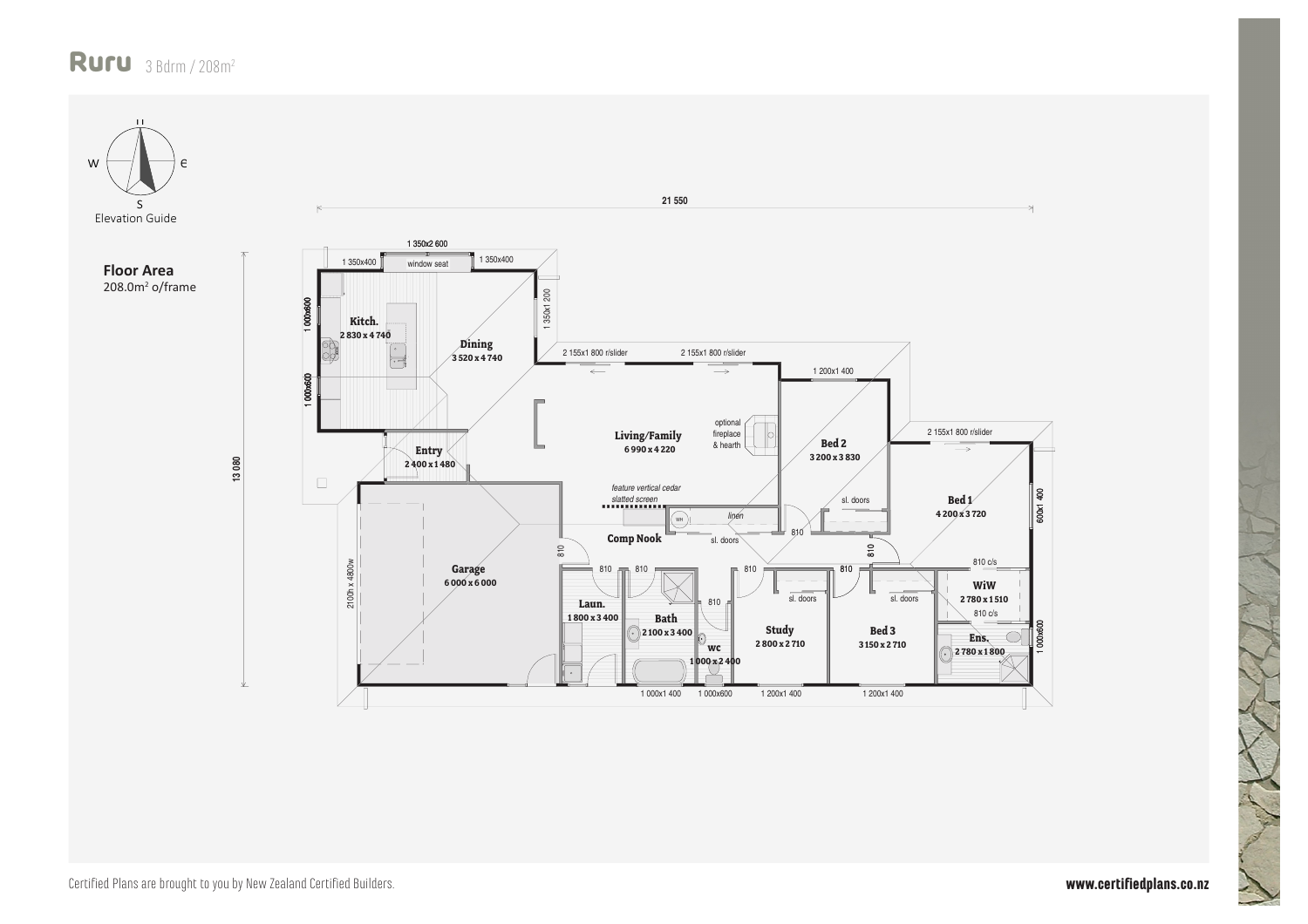# Ruru 3 Bdrm / 208m²

**Floor Area**
208.0m² o/frame

Elevation Guide

N
W E
S

21 550

13 080

1 350x2 600
1 350x400
window seat
1 350x400
1 350x1 200
1 000x600
1 000x600

**Kitch.**
**2 830 x 4 740**

**Dining**
**3 520 x 4 740**

2 155x1 800 r/slider
2 155x1 800 r/slider

1 200x1 400

**Entry**
**2 400 x 1 480**

**Living/Family**
**6 990 x 4 220**

optional fireplace & hearth

**Bed 2**
**3 200 x 3 830**

2 155x1 800 r/slider

*feature vertical cedar slatted screen*

sl. doors

**Bed 1**
**4 200 x 3 720**

600x1 400

WH
*linen*

**Comp Nook**
sl. doors

810

810 810 810 810

810 c/s

**WiW**
**2 780 x 1 510**

810 c/s

**Garage**
**6 000 x 6 000**

2100h x 4800w

**Laun.**
**1 800 x 3 400**

**Bath**
**2 100 x 3 400**

810

**wc**
**1 000 x 2 400**

sl. doors

**Study**
**2 800 x 2 710**

sl. doors

**Bed 3**
**3 150 x 2 710**

**Ens.**
**2 780 x 1 800**

1 000x600

1 000x1 400
1 000x600
1 200x1 400
1 200x1 400

Certified Plans are brought to you by New Zealand Certified Builders.

**www.certifiedplans.co.nz**